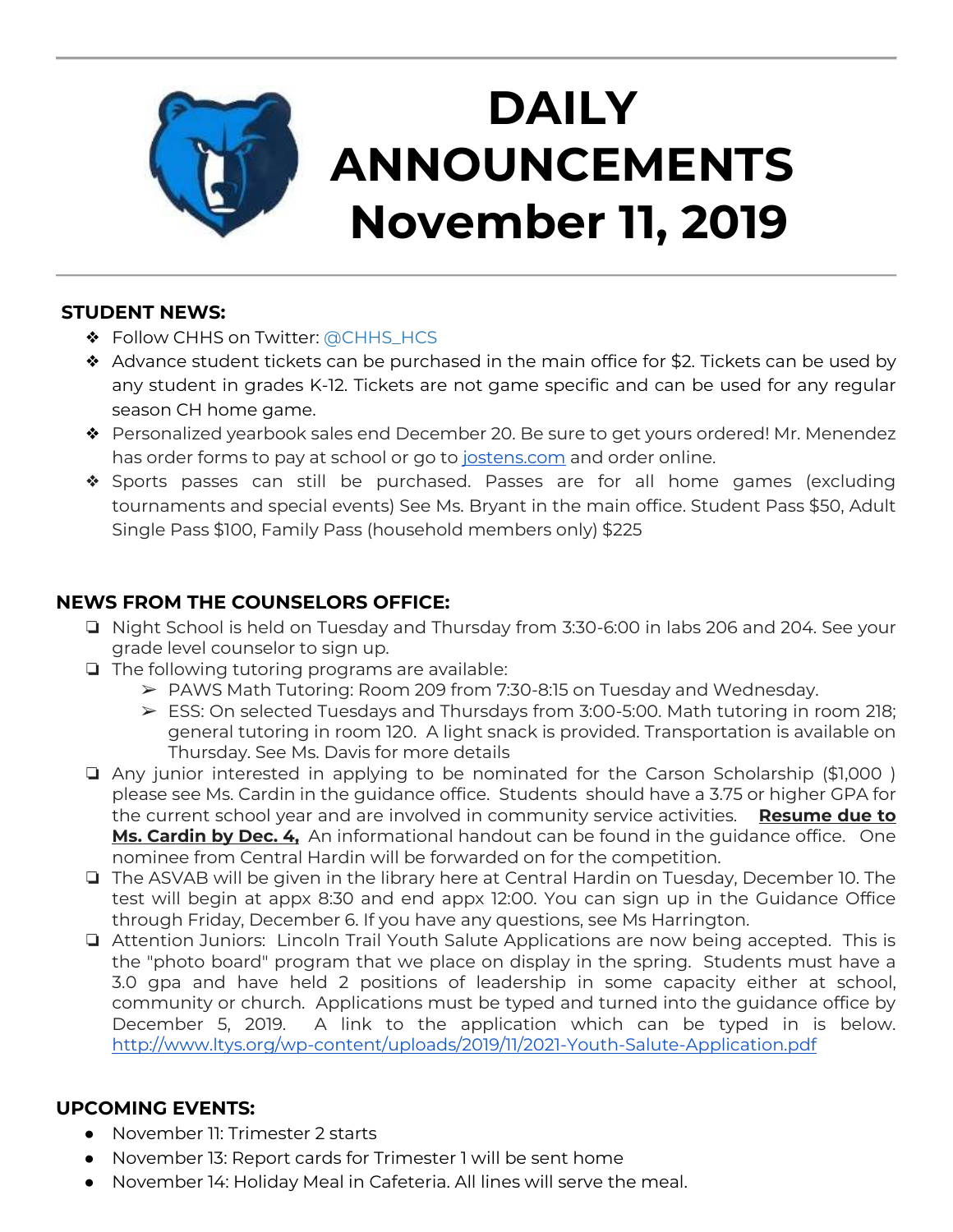# DAILY ANNOUNCEMENTS November 11, 2019

## STUDENT NEWS:

- Follow CHHS on Twitter: @CHHS_HCS
- Advance student tickets can be purchased in the main office for $2. Tickets can be used by any student in grades K-12. Tickets are not game specific and can be used for any regular season CH home game.
- Personalized yearbook sales end December 20. Be sure to get yours ordered! Mr. Menendez has order forms to pay at school or go to jostens.com and order online.
- Sports passes can still be purchased. Passes are for all home games (excluding tournaments and special events) See Ms. Bryant in the main office. Student Pass $50, Adult Single Pass $100, Family Pass (household members only) $225

## NEWS FROM THE COUNSELORS OFFICE:

- Night School is held on Tuesday and Thursday from 3:30-6:00 in labs 206 and 204. See your grade level counselor to sign up.
- The following tutoring programs are available:
  - PAWS Math Tutoring: Room 209 from 7:30-8:15 on Tuesday and Wednesday.
  - ESS: On selected Tuesdays and Thursdays from 3:00-5:00. Math tutoring in room 218; general tutoring in room 120. A light snack is provided. Transportation is available on Thursday. See Ms. Davis for more details
- Any junior interested in applying to be nominated for the Carson Scholarship ($1,000 ) please see Ms. Cardin in the guidance office. Students should have a 3.75 or higher GPA for the current school year and are involved in community service activities. **Resume due to Ms. Cardin by Dec. 4,** An informational handout can be found in the guidance office. One nominee from Central Hardin will be forwarded on for the competition.
- The ASVAB will be given in the library here at Central Hardin on Tuesday, December 10. The test will begin at appx 8:30 and end appx 12:00. You can sign up in the Guidance Office through Friday, December 6. If you have any questions, see Ms Harrington.
- Attention Juniors: Lincoln Trail Youth Salute Applications are now being accepted. This is the "photo board" program that we place on display in the spring. Students must have a 3.0 gpa and have held 2 positions of leadership in some capacity either at school, community or church. Applications must be typed and turned into the guidance office by December 5, 2019. A link to the application which can be typed in is below. http://www.ltys.org/wp-content/uploads/2019/11/2021-Youth-Salute-Application.pdf

## UPCOMING EVENTS:

- November 11: Trimester 2 starts
- November 13: Report cards for Trimester 1 will be sent home
- November 14: Holiday Meal in Cafeteria. All lines will serve the meal.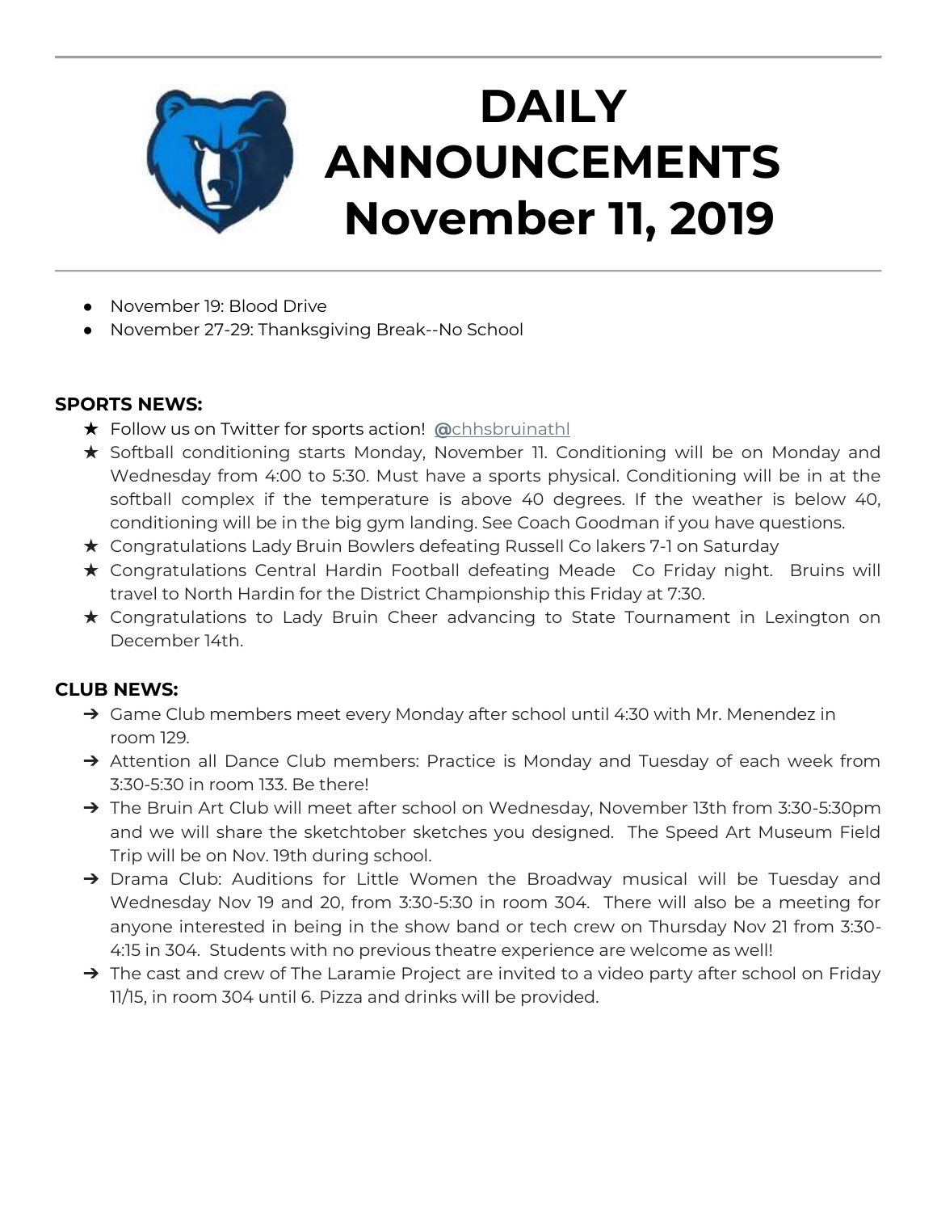# DAILY ANNOUNCEMENTS November 11, 2019

- November 19: Blood Drive
- November 27-29: Thanksgiving Break--No School

**SPORTS NEWS:**

- Follow us on Twitter for sports action! @chhsbruinathl
- Softball conditioning starts Monday, November 11. Conditioning will be on Monday and Wednesday from 4:00 to 5:30. Must have a sports physical. Conditioning will be in at the softball complex if the temperature is above 40 degrees. If the weather is below 40, conditioning will be in the big gym landing. See Coach Goodman if you have questions.
- Congratulations Lady Bruin Bowlers defeating Russell Co lakers 7-1 on Saturday
- Congratulations Central Hardin Football defeating Meade Co Friday night. Bruins will travel to North Hardin for the District Championship this Friday at 7:30.
- Congratulations to Lady Bruin Cheer advancing to State Tournament in Lexington on December 14th.

**CLUB NEWS:**

- Game Club members meet every Monday after school until 4:30 with Mr. Menendez in room 129.
- Attention all Dance Club members: Practice is Monday and Tuesday of each week from 3:30-5:30 in room 133. Be there!
- The Bruin Art Club will meet after school on Wednesday, November 13th from 3:30-5:30pm and we will share the sketchtober sketches you designed. The Speed Art Museum Field Trip will be on Nov. 19th during school.
- Drama Club: Auditions for Little Women the Broadway musical will be Tuesday and Wednesday Nov 19 and 20, from 3:30-5:30 in room 304. There will also be a meeting for anyone interested in being in the show band or tech crew on Thursday Nov 21 from 3:30-4:15 in 304. Students with no previous theatre experience are welcome as well!
- The cast and crew of The Laramie Project are invited to a video party after school on Friday 11/15, in room 304 until 6. Pizza and drinks will be provided.